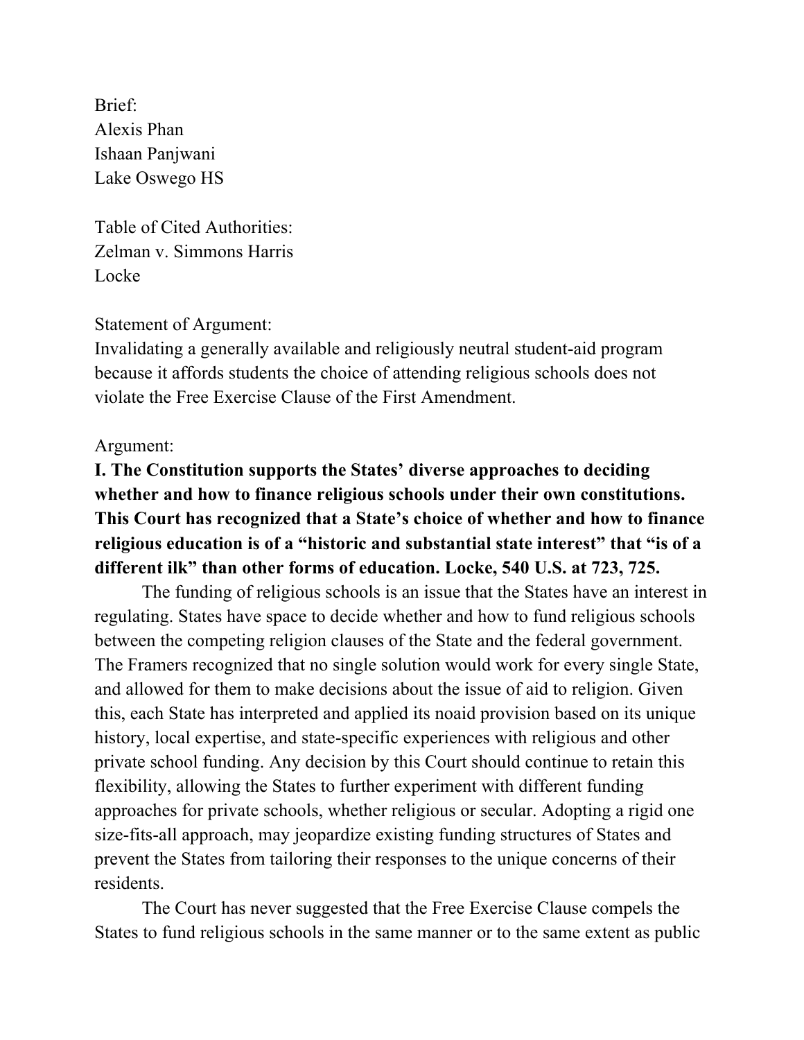Brief:
Alexis Phan
Ishaan Panjwani
Lake Oswego HS

Table of Cited Authorities:
Zelman v. Simmons Harris
Locke

Statement of Argument:
Invalidating a generally available and religiously neutral student-aid program because it affords students the choice of attending religious schools does not violate the Free Exercise Clause of the First Amendment.

Argument:

**I. The Constitution supports the States' diverse approaches to deciding whether and how to finance religious schools under their own constitutions. This Court has recognized that a State's choice of whether and how to finance religious education is of a "historic and substantial state interest" that "is of a different ilk" than other forms of education. Locke, 540 U.S. at 723, 725.**

The funding of religious schools is an issue that the States have an interest in regulating. States have space to decide whether and how to fund religious schools between the competing religion clauses of the State and the federal government. The Framers recognized that no single solution would work for every single State, and allowed for them to make decisions about the issue of aid to religion. Given this, each State has interpreted and applied its noaid provision based on its unique history, local expertise, and state-specific experiences with religious and other private school funding. Any decision by this Court should continue to retain this flexibility, allowing the States to further experiment with different funding approaches for private schools, whether religious or secular. Adopting a rigid one size-fits-all approach, may jeopardize existing funding structures of States and prevent the States from tailoring their responses to the unique concerns of their residents.

The Court has never suggested that the Free Exercise Clause compels the States to fund religious schools in the same manner or to the same extent as public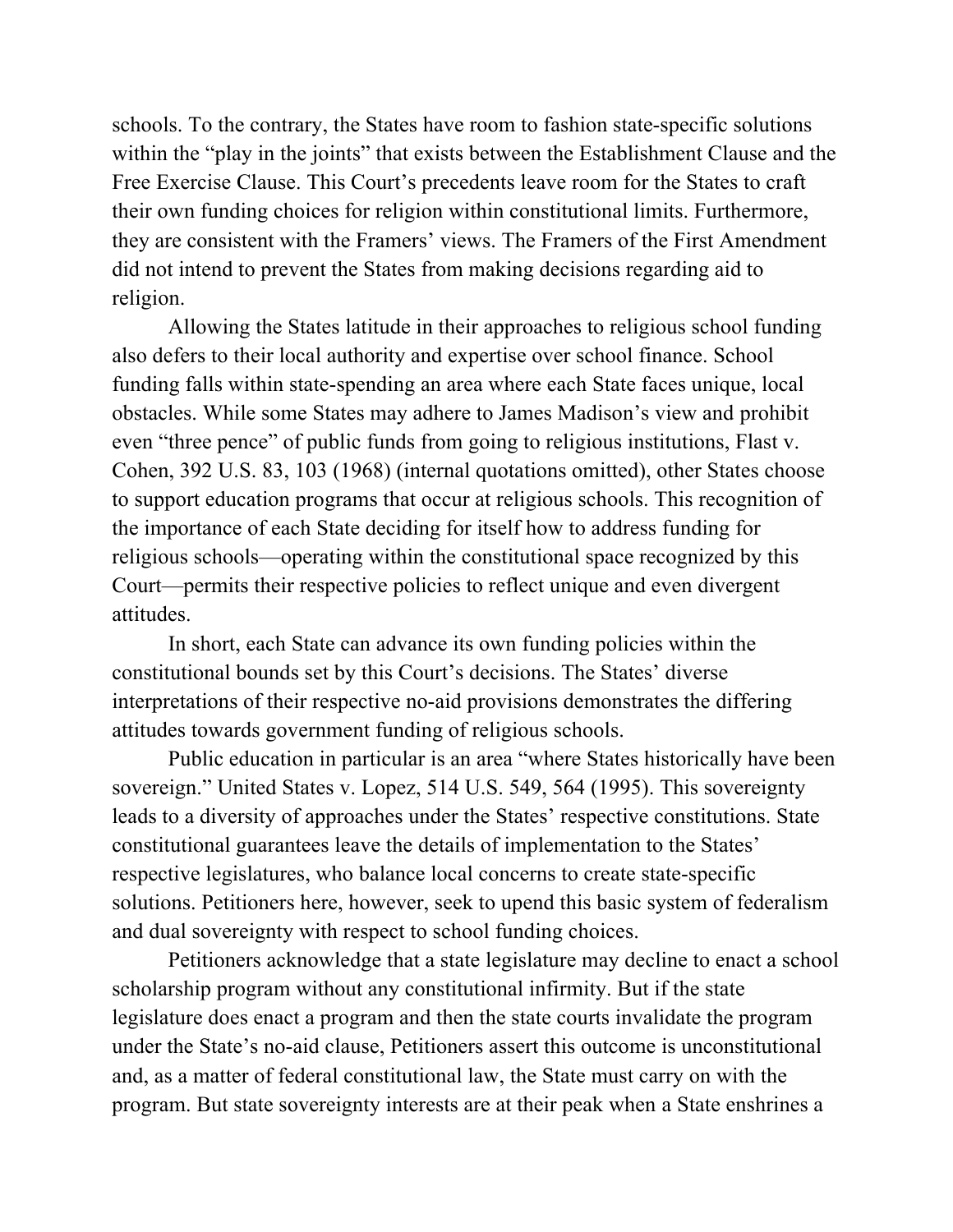schools. To the contrary, the States have room to fashion state-specific solutions within the "play in the joints" that exists between the Establishment Clause and the Free Exercise Clause. This Court's precedents leave room for the States to craft their own funding choices for religion within constitutional limits. Furthermore, they are consistent with the Framers' views. The Framers of the First Amendment did not intend to prevent the States from making decisions regarding aid to religion.

Allowing the States latitude in their approaches to religious school funding also defers to their local authority and expertise over school finance. School funding falls within state-spending an area where each State faces unique, local obstacles. While some States may adhere to James Madison's view and prohibit even "three pence" of public funds from going to religious institutions, Flast v. Cohen, 392 U.S. 83, 103 (1968) (internal quotations omitted), other States choose to support education programs that occur at religious schools. This recognition of the importance of each State deciding for itself how to address funding for religious schools—operating within the constitutional space recognized by this Court—permits their respective policies to reflect unique and even divergent attitudes.

In short, each State can advance its own funding policies within the constitutional bounds set by this Court's decisions. The States' diverse interpretations of their respective no-aid provisions demonstrates the differing attitudes towards government funding of religious schools.

Public education in particular is an area "where States historically have been sovereign." United States v. Lopez, 514 U.S. 549, 564 (1995). This sovereignty leads to a diversity of approaches under the States' respective constitutions. State constitutional guarantees leave the details of implementation to the States' respective legislatures, who balance local concerns to create state-specific solutions. Petitioners here, however, seek to upend this basic system of federalism and dual sovereignty with respect to school funding choices.

Petitioners acknowledge that a state legislature may decline to enact a school scholarship program without any constitutional infirmity. But if the state legislature does enact a program and then the state courts invalidate the program under the State's no-aid clause, Petitioners assert this outcome is unconstitutional and, as a matter of federal constitutional law, the State must carry on with the program. But state sovereignty interests are at their peak when a State enshrines a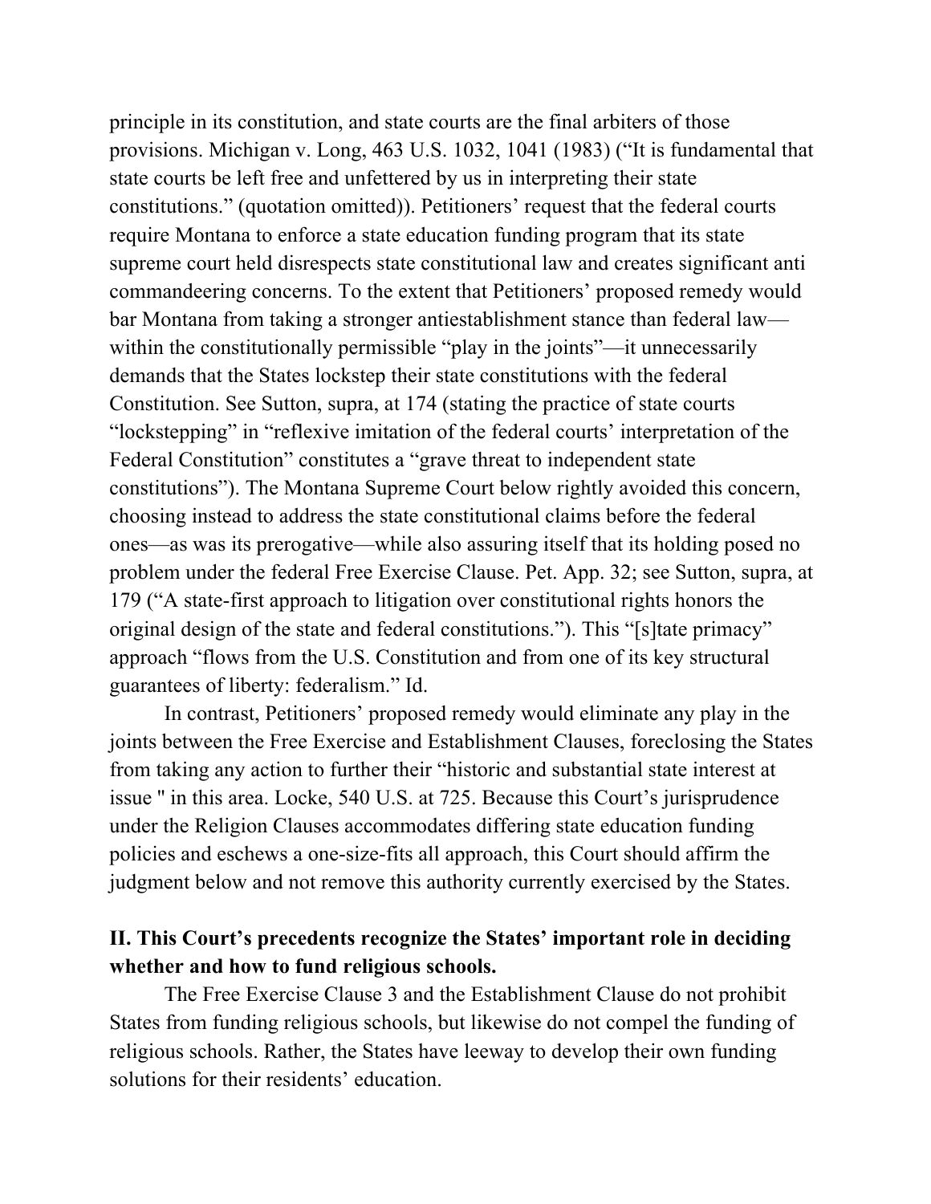principle in its constitution, and state courts are the final arbiters of those provisions. Michigan v. Long, 463 U.S. 1032, 1041 (1983) ("It is fundamental that state courts be left free and unfettered by us in interpreting their state constitutions." (quotation omitted)). Petitioners' request that the federal courts require Montana to enforce a state education funding program that its state supreme court held disrespects state constitutional law and creates significant anti commandeering concerns. To the extent that Petitioners' proposed remedy would bar Montana from taking a stronger antiestablishment stance than federal law—within the constitutionally permissible "play in the joints"—it unnecessarily demands that the States lockstep their state constitutions with the federal Constitution. See Sutton, supra, at 174 (stating the practice of state courts "lockstepping" in "reflexive imitation of the federal courts' interpretation of the Federal Constitution" constitutes a "grave threat to independent state constitutions"). The Montana Supreme Court below rightly avoided this concern, choosing instead to address the state constitutional claims before the federal ones—as was its prerogative—while also assuring itself that its holding posed no problem under the federal Free Exercise Clause. Pet. App. 32; see Sutton, supra, at 179 ("A state-first approach to litigation over constitutional rights honors the original design of the state and federal constitutions."). This "[s]tate primacy" approach "flows from the U.S. Constitution and from one of its key structural guarantees of liberty: federalism." Id.

In contrast, Petitioners' proposed remedy would eliminate any play in the joints between the Free Exercise and Establishment Clauses, foreclosing the States from taking any action to further their "historic and substantial state interest at issue " in this area. Locke, 540 U.S. at 725. Because this Court's jurisprudence under the Religion Clauses accommodates differing state education funding policies and eschews a one-size-fits all approach, this Court should affirm the judgment below and not remove this authority currently exercised by the States.

## II. This Court's precedents recognize the States' important role in deciding whether and how to fund religious schools.

The Free Exercise Clause 3 and the Establishment Clause do not prohibit States from funding religious schools, but likewise do not compel the funding of religious schools. Rather, the States have leeway to develop their own funding solutions for their residents' education.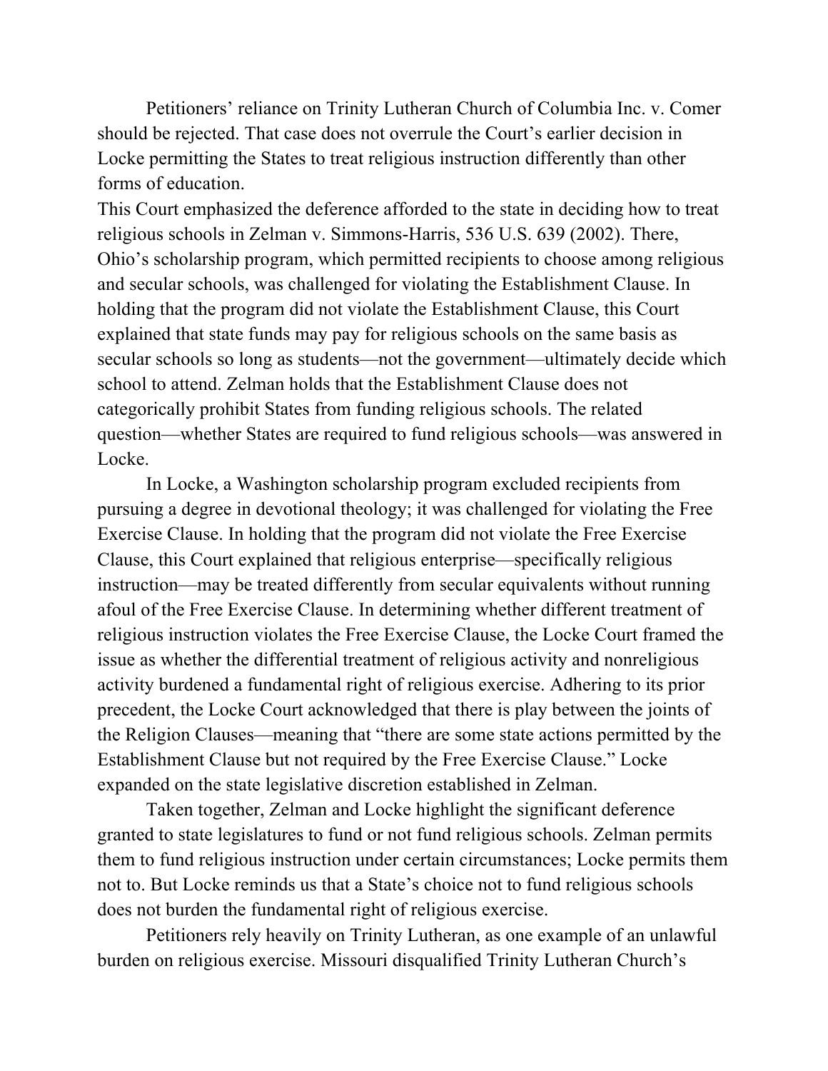Petitioners' reliance on Trinity Lutheran Church of Columbia Inc. v. Comer should be rejected. That case does not overrule the Court's earlier decision in Locke permitting the States to treat religious instruction differently than other forms of education.

This Court emphasized the deference afforded to the state in deciding how to treat religious schools in Zelman v. Simmons-Harris, 536 U.S. 639 (2002). There, Ohio's scholarship program, which permitted recipients to choose among religious and secular schools, was challenged for violating the Establishment Clause. In holding that the program did not violate the Establishment Clause, this Court explained that state funds may pay for religious schools on the same basis as secular schools so long as students—not the government—ultimately decide which school to attend. Zelman holds that the Establishment Clause does not categorically prohibit States from funding religious schools. The related question—whether States are required to fund religious schools—was answered in Locke.

In Locke, a Washington scholarship program excluded recipients from pursuing a degree in devotional theology; it was challenged for violating the Free Exercise Clause. In holding that the program did not violate the Free Exercise Clause, this Court explained that religious enterprise—specifically religious instruction—may be treated differently from secular equivalents without running afoul of the Free Exercise Clause. In determining whether different treatment of religious instruction violates the Free Exercise Clause, the Locke Court framed the issue as whether the differential treatment of religious activity and nonreligious activity burdened a fundamental right of religious exercise. Adhering to its prior precedent, the Locke Court acknowledged that there is play between the joints of the Religion Clauses—meaning that "there are some state actions permitted by the Establishment Clause but not required by the Free Exercise Clause." Locke expanded on the state legislative discretion established in Zelman.

Taken together, Zelman and Locke highlight the significant deference granted to state legislatures to fund or not fund religious schools. Zelman permits them to fund religious instruction under certain circumstances; Locke permits them not to. But Locke reminds us that a State's choice not to fund religious schools does not burden the fundamental right of religious exercise.

Petitioners rely heavily on Trinity Lutheran, as one example of an unlawful burden on religious exercise. Missouri disqualified Trinity Lutheran Church's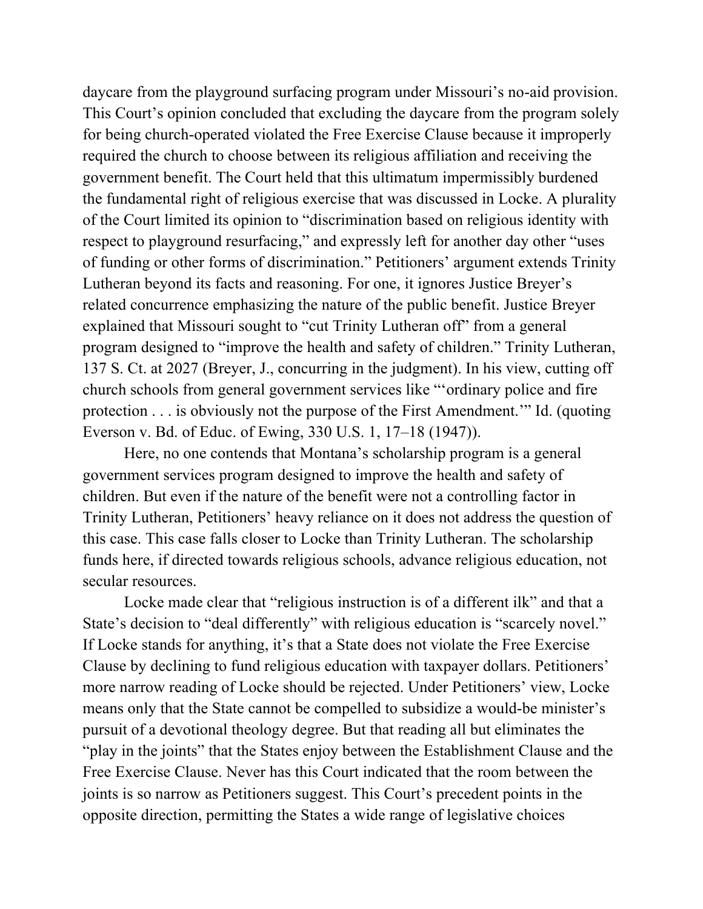daycare from the playground surfacing program under Missouri's no-aid provision. This Court's opinion concluded that excluding the daycare from the program solely for being church-operated violated the Free Exercise Clause because it improperly required the church to choose between its religious affiliation and receiving the government benefit. The Court held that this ultimatum impermissibly burdened the fundamental right of religious exercise that was discussed in Locke. A plurality of the Court limited its opinion to "discrimination based on religious identity with respect to playground resurfacing," and expressly left for another day other "uses of funding or other forms of discrimination." Petitioners' argument extends Trinity Lutheran beyond its facts and reasoning. For one, it ignores Justice Breyer's related concurrence emphasizing the nature of the public benefit. Justice Breyer explained that Missouri sought to "cut Trinity Lutheran off" from a general program designed to "improve the health and safety of children." Trinity Lutheran, 137 S. Ct. at 2027 (Breyer, J., concurring in the judgment). In his view, cutting off church schools from general government services like "'ordinary police and fire protection . . . is obviously not the purpose of the First Amendment.'" Id. (quoting Everson v. Bd. of Educ. of Ewing, 330 U.S. 1, 17–18 (1947)).

Here, no one contends that Montana's scholarship program is a general government services program designed to improve the health and safety of children. But even if the nature of the benefit were not a controlling factor in Trinity Lutheran, Petitioners' heavy reliance on it does not address the question of this case. This case falls closer to Locke than Trinity Lutheran. The scholarship funds here, if directed towards religious schools, advance religious education, not secular resources.

Locke made clear that "religious instruction is of a different ilk" and that a State's decision to "deal differently" with religious education is "scarcely novel." If Locke stands for anything, it's that a State does not violate the Free Exercise Clause by declining to fund religious education with taxpayer dollars. Petitioners' more narrow reading of Locke should be rejected. Under Petitioners' view, Locke means only that the State cannot be compelled to subsidize a would-be minister's pursuit of a devotional theology degree. But that reading all but eliminates the "play in the joints" that the States enjoy between the Establishment Clause and the Free Exercise Clause. Never has this Court indicated that the room between the joints is so narrow as Petitioners suggest. This Court's precedent points in the opposite direction, permitting the States a wide range of legislative choices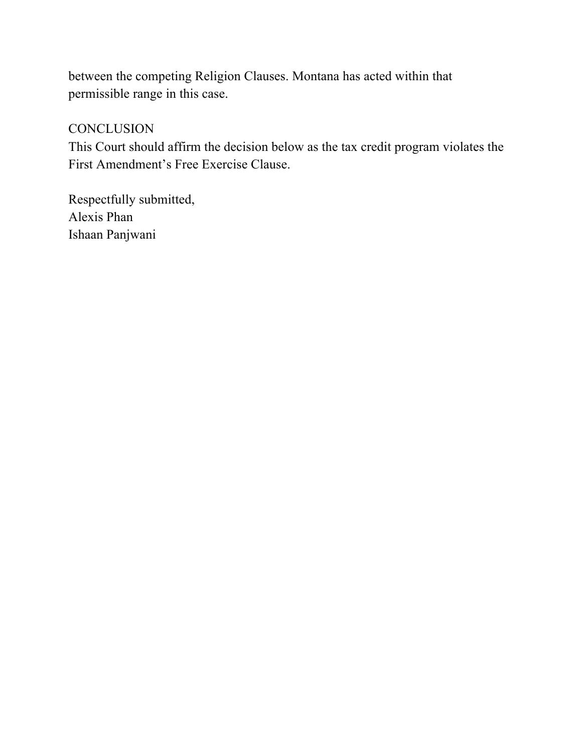between the competing Religion Clauses. Montana has acted within that permissible range in this case.

## CONCLUSION

This Court should affirm the decision below as the tax credit program violates the First Amendment's Free Exercise Clause.

Respectfully submitted,
Alexis Phan
Ishaan Panjwani